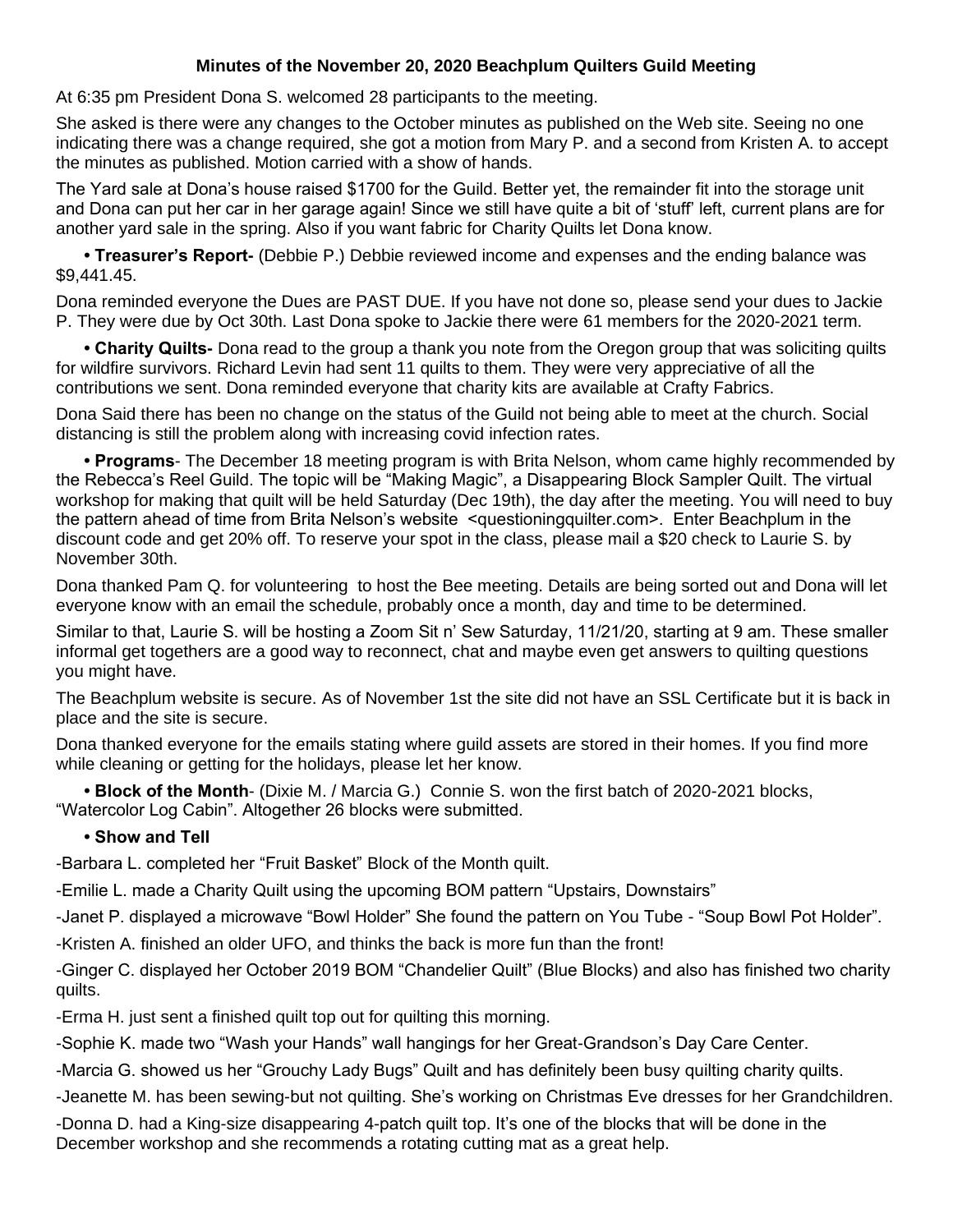**Minutes of the November 20, 2020 Beachplum Quilters Guild Meeting**

At 6:35 pm President Dona S. welcomed 28 participants to the meeting.

She asked is there were any changes to the October minutes as published on the Web site. Seeing no one indicating there was a change required, she got a motion from Mary P. and a second from Kristen A. to accept the minutes as published. Motion carried with a show of hands.

The Yard sale at Dona's house raised $1700 for the Guild. Better yet, the remainder fit into the storage unit and Dona can put her car in her garage again! Since we still have quite a bit of 'stuff' left, current plans are for another yard sale in the spring. Also if you want fabric for Charity Quilts let Dona know.

- **Treasurer's Report-** (Debbie P.) Debbie reviewed income and expenses and the ending balance was $9,441.45.

Dona reminded everyone the Dues are PAST DUE. If you have not done so, please send your dues to Jackie P. They were due by Oct 30th. Last Dona spoke to Jackie there were 61 members for the 2020-2021 term.

- **Charity Quilts-** Dona read to the group a thank you note from the Oregon group that was soliciting quilts for wildfire survivors. Richard Levin had sent 11 quilts to them. They were very appreciative of all the contributions we sent. Dona reminded everyone that charity kits are available at Crafty Fabrics.

Dona Said there has been no change on the status of the Guild not being able to meet at the church. Social distancing is still the problem along with increasing covid infection rates.

- **Programs**- The December 18 meeting program is with Brita Nelson, whom came highly recommended by the Rebecca's Reel Guild. The topic will be "Making Magic", a Disappearing Block Sampler Quilt. The virtual workshop for making that quilt will be held Saturday (Dec 19th), the day after the meeting. You will need to buy the pattern ahead of time from Brita Nelson's website <questioningquilter.com>. Enter Beachplum in the discount code and get 20% off. To reserve your spot in the class, please mail a $20 check to Laurie S. by November 30th.

Dona thanked Pam Q. for volunteering to host the Bee meeting. Details are being sorted out and Dona will let everyone know with an email the schedule, probably once a month, day and time to be determined.

Similar to that, Laurie S. will be hosting a Zoom Sit n' Sew Saturday, 11/21/20, starting at 9 am. These smaller informal get togethers are a good way to reconnect, chat and maybe even get answers to quilting questions you might have.

The Beachplum website is secure. As of November 1st the site did not have an SSL Certificate but it is back in place and the site is secure.

Dona thanked everyone for the emails stating where guild assets are stored in their homes. If you find more while cleaning or getting for the holidays, please let her know.

- **Block of the Month**- (Dixie M. / Marcia G.) Connie S. won the first batch of 2020-2021 blocks, "Watercolor Log Cabin". Altogether 26 blocks were submitted.

- **Show and Tell**

-Barbara L. completed her "Fruit Basket" Block of the Month quilt.

-Emilie L. made a Charity Quilt using the upcoming BOM pattern "Upstairs, Downstairs"

-Janet P. displayed a microwave "Bowl Holder" She found the pattern on You Tube - "Soup Bowl Pot Holder".

-Kristen A. finished an older UFO, and thinks the back is more fun than the front!

-Ginger C. displayed her October 2019 BOM "Chandelier Quilt" (Blue Blocks) and also has finished two charity quilts.

-Erma H. just sent a finished quilt top out for quilting this morning.

-Sophie K. made two "Wash your Hands" wall hangings for her Great-Grandson's Day Care Center.

-Marcia G. showed us her "Grouchy Lady Bugs" Quilt and has definitely been busy quilting charity quilts.

-Jeanette M. has been sewing-but not quilting. She's working on Christmas Eve dresses for her Grandchildren.

-Donna D. had a King-size disappearing 4-patch quilt top. It's one of the blocks that will be done in the December workshop and she recommends a rotating cutting mat as a great help.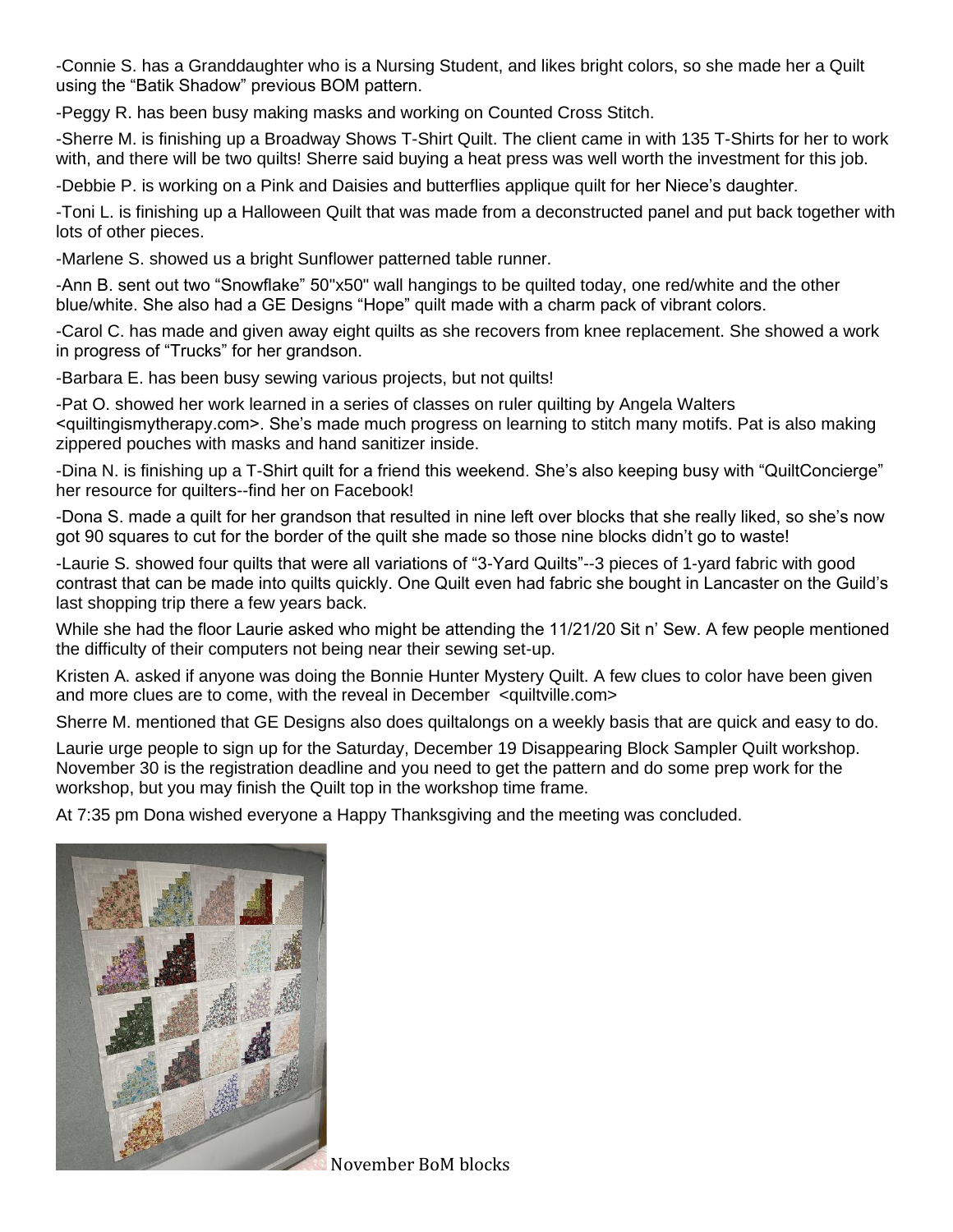-Connie S. has a Granddaughter who is a Nursing Student, and likes bright colors, so she made her a Quilt using the "Batik Shadow" previous BOM pattern.

-Peggy R. has been busy making masks and working on Counted Cross Stitch.

-Sherre M. is finishing up a Broadway Shows T-Shirt Quilt. The client came in with 135 T-Shirts for her to work with, and there will be two quilts! Sherre said buying a heat press was well worth the investment for this job.

-Debbie P. is working on a Pink and Daisies and butterflies applique quilt for her Niece's daughter.

-Toni L. is finishing up a Halloween Quilt that was made from a deconstructed panel and put back together with lots of other pieces.

-Marlene S. showed us a bright Sunflower patterned table runner.

-Ann B. sent out two "Snowflake" 50"x50" wall hangings to be quilted today, one red/white and the other blue/white. She also had a GE Designs "Hope" quilt made with a charm pack of vibrant colors.

-Carol C. has made and given away eight quilts as she recovers from knee replacement. She showed a work in progress of "Trucks" for her grandson.

-Barbara E. has been busy sewing various projects, but not quilts!

-Pat O. showed her work learned in a series of classes on ruler quilting by Angela Walters <quiltingismytherapy.com>. She's made much progress on learning to stitch many motifs. Pat is also making zippered pouches with masks and hand sanitizer inside.

-Dina N. is finishing up a T-Shirt quilt for a friend this weekend. She's also keeping busy with "QuiltConcierge" her resource for quilters--find her on Facebook!

-Dona S. made a quilt for her grandson that resulted in nine left over blocks that she really liked, so she's now got 90 squares to cut for the border of the quilt she made so those nine blocks didn't go to waste!

-Laurie S. showed four quilts that were all variations of "3-Yard Quilts"--3 pieces of 1-yard fabric with good contrast that can be made into quilts quickly. One Quilt even had fabric she bought in Lancaster on the Guild's last shopping trip there a few years back.

While she had the floor Laurie asked who might be attending the 11/21/20 Sit n' Sew. A few people mentioned the difficulty of their computers not being near their sewing set-up.

Kristen A. asked if anyone was doing the Bonnie Hunter Mystery Quilt. A few clues to color have been given and more clues are to come, with the reveal in December <quiltville.com>

Sherre M. mentioned that GE Designs also does quiltalongs on a weekly basis that are quick and easy to do.

Laurie urge people to sign up for the Saturday, December 19 Disappearing Block Sampler Quilt workshop. November 30 is the registration deadline and you need to get the pattern and do some prep work for the workshop, but you may finish the Quilt top in the workshop time frame.

At 7:35 pm Dona wished everyone a Happy Thanksgiving and the meeting was concluded.

November BoM blocks